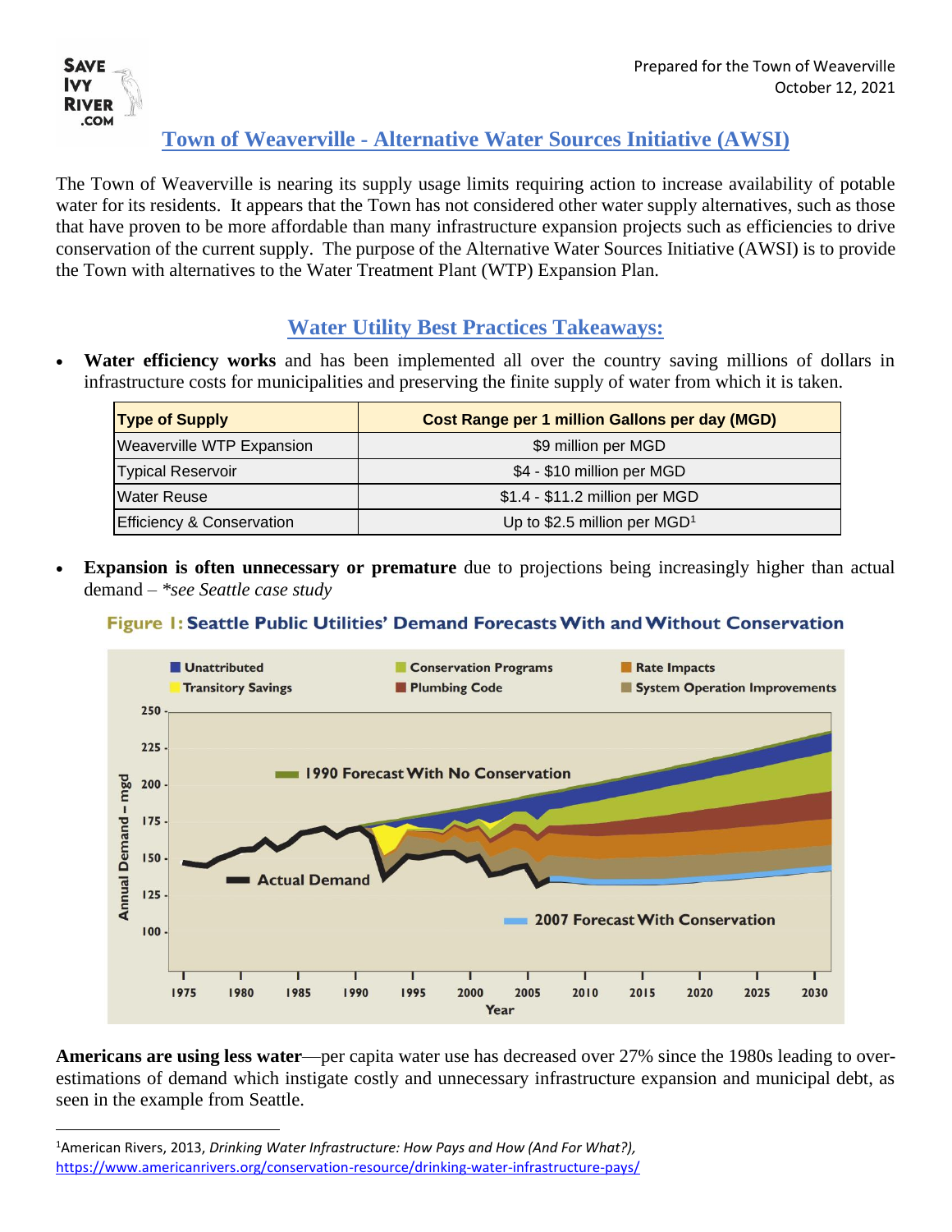Prepared for the Town of Weaverville
October 12, 2021

## Town of Weaverville - Alternative Water Sources Initiative (AWSI)

The Town of Weaverville is nearing its supply usage limits requiring action to increase availability of potable water for its residents. It appears that the Town has not considered other water supply alternatives, such as those that have proven to be more affordable than many infrastructure expansion projects such as efficiencies to drive conservation of the current supply. The purpose of the Alternative Water Sources Initiative (AWSI) is to provide the Town with alternatives to the Water Treatment Plant (WTP) Expansion Plan.

## Water Utility Best Practices Takeaways:

- **Water efficiency works** and has been implemented all over the country saving millions of dollars in infrastructure costs for municipalities and preserving the finite supply of water from which it is taken.

| Type of Supply | Cost Range per 1 million Gallons per day (MGD) |
|---|---|
| Weaverville WTP Expansion | $9 million per MGD |
| Typical Reservoir | $4 - $10 million per MGD |
| Water Reuse | $1.4 - $11.2 million per MGD |
| Efficiency & Conservation | Up to $2.5 million per MGD[1] |

- **Expansion is often unnecessary or premature** due to projections being increasingly higher than actual demand – *\*see Seattle case study*

**Figure 1: Seattle Public Utilities' Demand Forecasts With and Without Conservation**

**Americans are using less water**—per capita water use has decreased over 27% since the 1980s leading to over-estimations of demand which instigate costly and unnecessary infrastructure expansion and municipal debt, as seen in the example from Seattle.

---

[1]American Rivers, 2013, *Drinking Water Infrastructure: How Pays and How (And For What?),* https://www.americanrivers.org/conservation-resource/drinking-water-infrastructure-pays/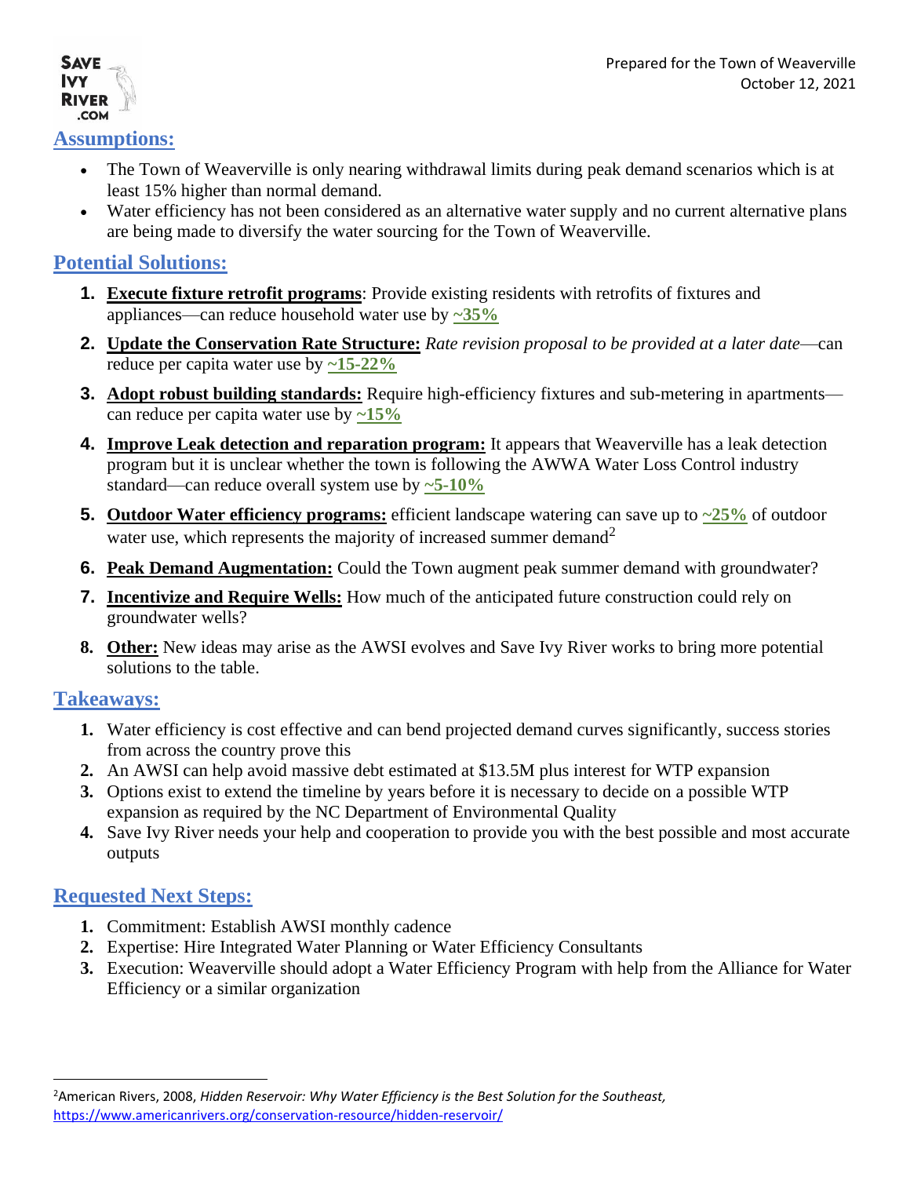## Assumptions:

- The Town of Weaverville is only nearing withdrawal limits during peak demand scenarios which is at least 15% higher than normal demand.
- Water efficiency has not been considered as an alternative water supply and no current alternative plans are being made to diversify the water sourcing for the Town of Weaverville.

## Potential Solutions:

1. **Execute fixture retrofit programs**: Provide existing residents with retrofits of fixtures and appliances—can reduce household water use by **~35%**
2. **Update the Conservation Rate Structure:** *Rate revision proposal to be provided at a later date*—can reduce per capita water use by **~15-22%**
3. **Adopt robust building standards:** Require high-efficiency fixtures and sub-metering in apartments—can reduce per capita water use by **~15%**
4. **Improve Leak detection and reparation program:** It appears that Weaverville has a leak detection program but it is unclear whether the town is following the AWWA Water Loss Control industry standard—can reduce overall system use by **~5-10%**
5. **Outdoor Water efficiency programs:** efficient landscape watering can save up to **~25%** of outdoor water use, which represents the majority of increased summer demand[2]
6. **Peak Demand Augmentation:** Could the Town augment peak summer demand with groundwater?
7. **Incentivize and Require Wells:** How much of the anticipated future construction could rely on groundwater wells?
8. **Other:** New ideas may arise as the AWSI evolves and Save Ivy River works to bring more potential solutions to the table.

## Takeaways:

1. Water efficiency is cost effective and can bend projected demand curves significantly, success stories from across the country prove this
2. An AWSI can help avoid massive debt estimated at $13.5M plus interest for WTP expansion
3. Options exist to extend the timeline by years before it is necessary to decide on a possible WTP expansion as required by the NC Department of Environmental Quality
4. Save Ivy River needs your help and cooperation to provide you with the best possible and most accurate outputs

## Requested Next Steps:

1. Commitment: Establish AWSI monthly cadence
2. Expertise: Hire Integrated Water Planning or Water Efficiency Consultants
3. Execution: Weaverville should adopt a Water Efficiency Program with help from the Alliance for Water Efficiency or a similar organization

---

[2] American Rivers, 2008, *Hidden Reservoir: Why Water Efficiency is the Best Solution for the Southeast,* https://www.americanrivers.org/conservation-resource/hidden-reservoir/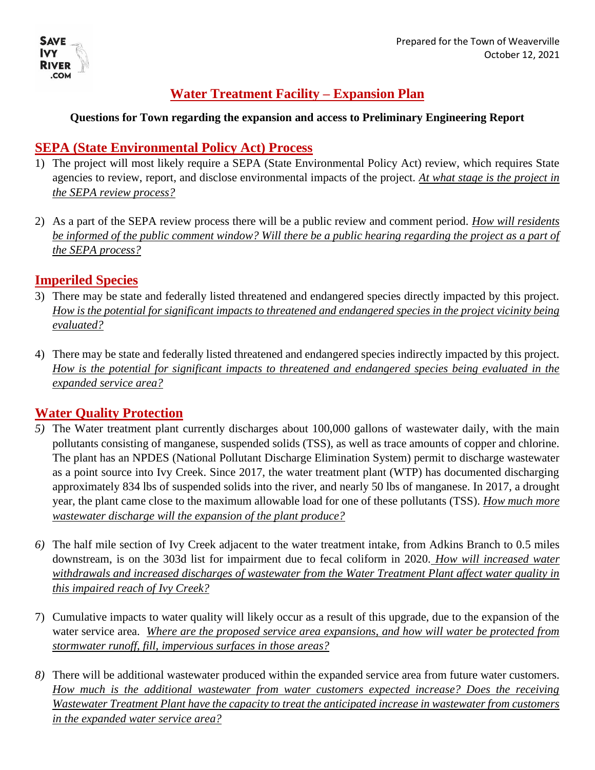Prepared for the Town of Weaverville
October 12, 2021

# Water Treatment Facility – Expansion Plan

**Questions for Town regarding the expansion and access to Preliminary Engineering Report**

## SEPA (State Environmental Policy Act) Process

1) The project will most likely require a SEPA (State Environmental Policy Act) review, which requires State agencies to review, report, and disclose environmental impacts of the project. *At what stage is the project in the SEPA review process?*

2) As a part of the SEPA review process there will be a public review and comment period. *How will residents be informed of the public comment window? Will there be a public hearing regarding the project as a part of the SEPA process?*

## Imperiled Species

3) There may be state and federally listed threatened and endangered species directly impacted by this project. *How is the potential for significant impacts to threatened and endangered species in the project vicinity being evaluated?*

4) There may be state and federally listed threatened and endangered species indirectly impacted by this project. *How is the potential for significant impacts to threatened and endangered species being evaluated in the expanded service area?*

## Water Quality Protection

5) The Water treatment plant currently discharges about 100,000 gallons of wastewater daily, with the main pollutants consisting of manganese, suspended solids (TSS), as well as trace amounts of copper and chlorine. The plant has an NPDES (National Pollutant Discharge Elimination System) permit to discharge wastewater as a point source into Ivy Creek. Since 2017, the water treatment plant (WTP) has documented discharging approximately 834 lbs of suspended solids into the river, and nearly 50 lbs of manganese. In 2017, a drought year, the plant came close to the maximum allowable load for one of these pollutants (TSS). *How much more wastewater discharge will the expansion of the plant produce?*

6) The half mile section of Ivy Creek adjacent to the water treatment intake, from Adkins Branch to 0.5 miles downstream, is on the 303d list for impairment due to fecal coliform in 2020. *How will increased water withdrawals and increased discharges of wastewater from the Water Treatment Plant affect water quality in this impaired reach of Ivy Creek?*

7) Cumulative impacts to water quality will likely occur as a result of this upgrade, due to the expansion of the water service area. *Where are the proposed service area expansions, and how will water be protected from stormwater runoff, fill, impervious surfaces in those areas?*

8) There will be additional wastewater produced within the expanded service area from future water customers. *How much is the additional wastewater from water customers expected increase? Does the receiving Wastewater Treatment Plant have the capacity to treat the anticipated increase in wastewater from customers in the expanded water service area?*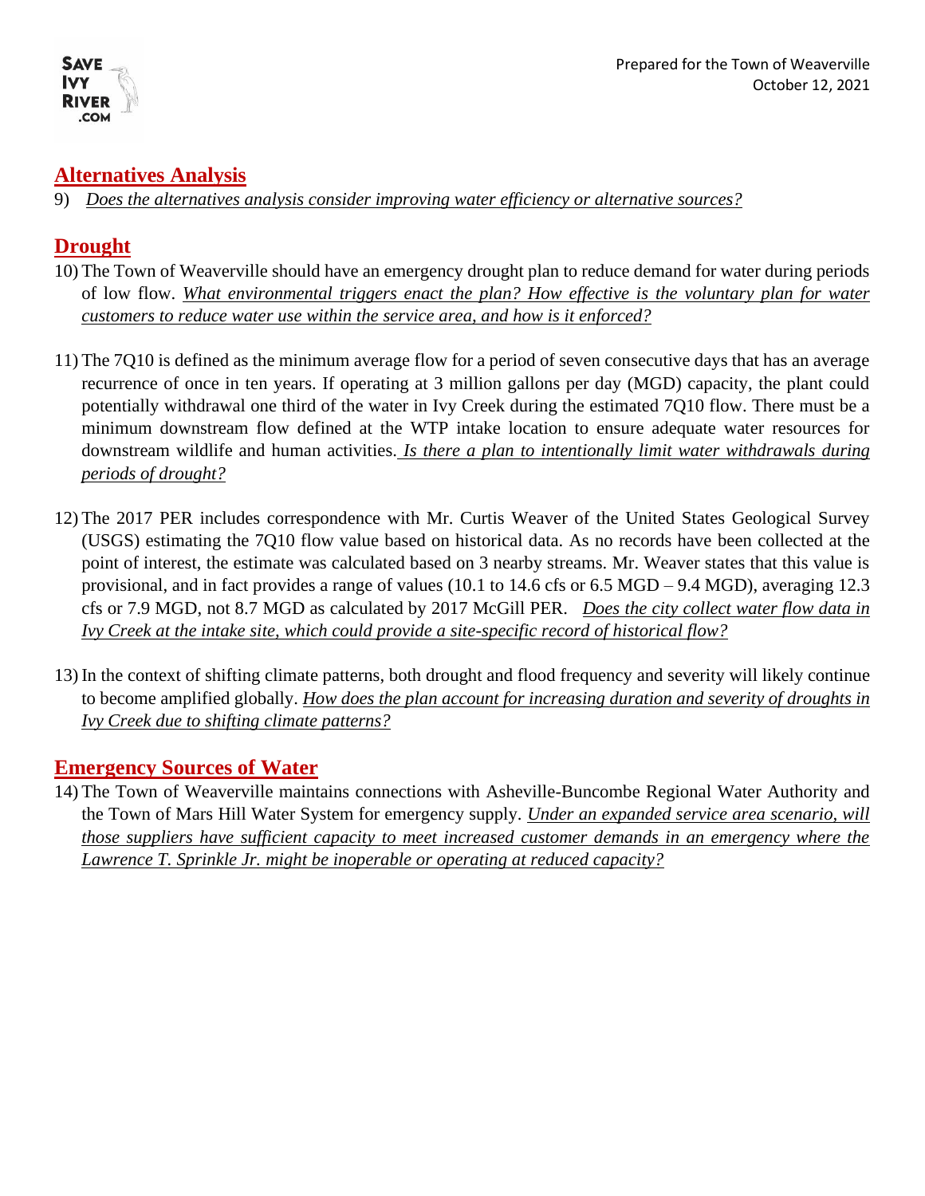## Alternatives Analysis

9) *Does the alternatives analysis consider improving water efficiency or alternative sources?*

## Drought

10) The Town of Weaverville should have an emergency drought plan to reduce demand for water during periods of low flow. *What environmental triggers enact the plan? How effective is the voluntary plan for water customers to reduce water use within the service area, and how is it enforced?*

11) The 7Q10 is defined as the minimum average flow for a period of seven consecutive days that has an average recurrence of once in ten years. If operating at 3 million gallons per day (MGD) capacity, the plant could potentially withdrawal one third of the water in Ivy Creek during the estimated 7Q10 flow. There must be a minimum downstream flow defined at the WTP intake location to ensure adequate water resources for downstream wildlife and human activities. *Is there a plan to intentionally limit water withdrawals during periods of drought?*

12) The 2017 PER includes correspondence with Mr. Curtis Weaver of the United States Geological Survey (USGS) estimating the 7Q10 flow value based on historical data. As no records have been collected at the point of interest, the estimate was calculated based on 3 nearby streams. Mr. Weaver states that this value is provisional, and in fact provides a range of values (10.1 to 14.6 cfs or 6.5 MGD – 9.4 MGD), averaging 12.3 cfs or 7.9 MGD, not 8.7 MGD as calculated by 2017 McGill PER. *Does the city collect water flow data in Ivy Creek at the intake site, which could provide a site-specific record of historical flow?*

13) In the context of shifting climate patterns, both drought and flood frequency and severity will likely continue to become amplified globally. *How does the plan account for increasing duration and severity of droughts in Ivy Creek due to shifting climate patterns?*

## Emergency Sources of Water

14) The Town of Weaverville maintains connections with Asheville-Buncombe Regional Water Authority and the Town of Mars Hill Water System for emergency supply. *Under an expanded service area scenario, will those suppliers have sufficient capacity to meet increased customer demands in an emergency where the Lawrence T. Sprinkle Jr. might be inoperable or operating at reduced capacity?*